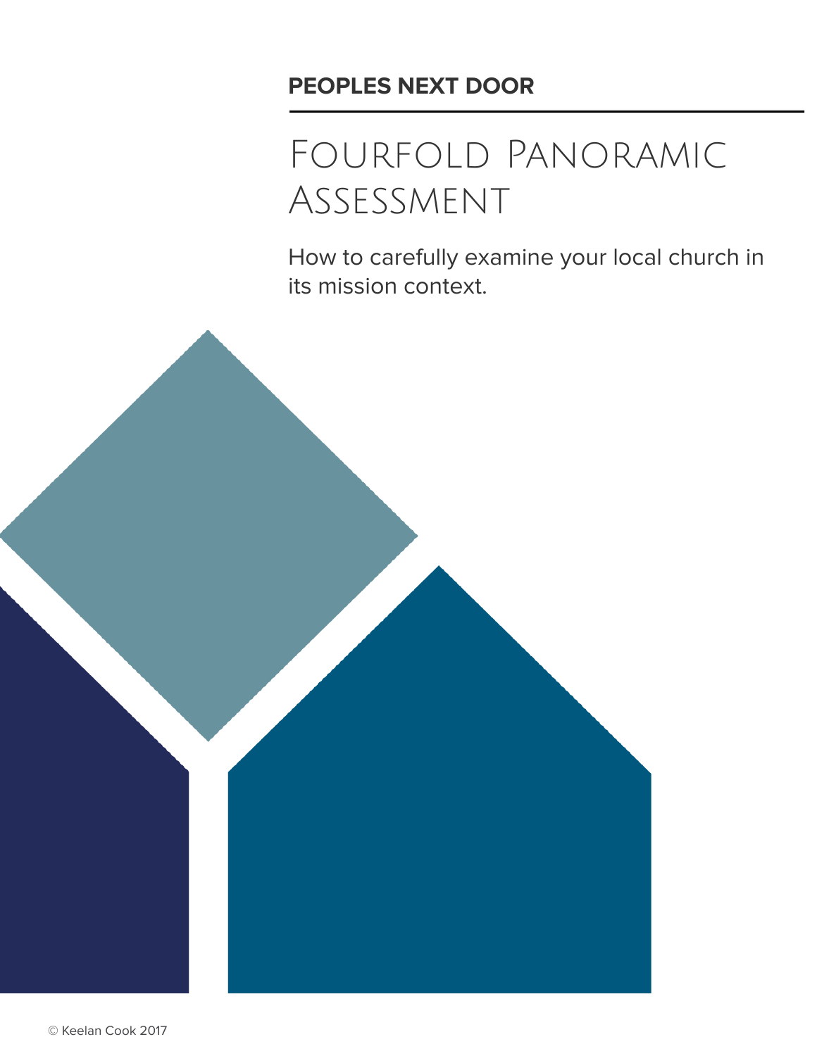**PEOPLES NEXT DOOR**

# Fourfold Panoramic Assessment

How to carefully examine your local church in its mission context.

© Keelan Cook 2017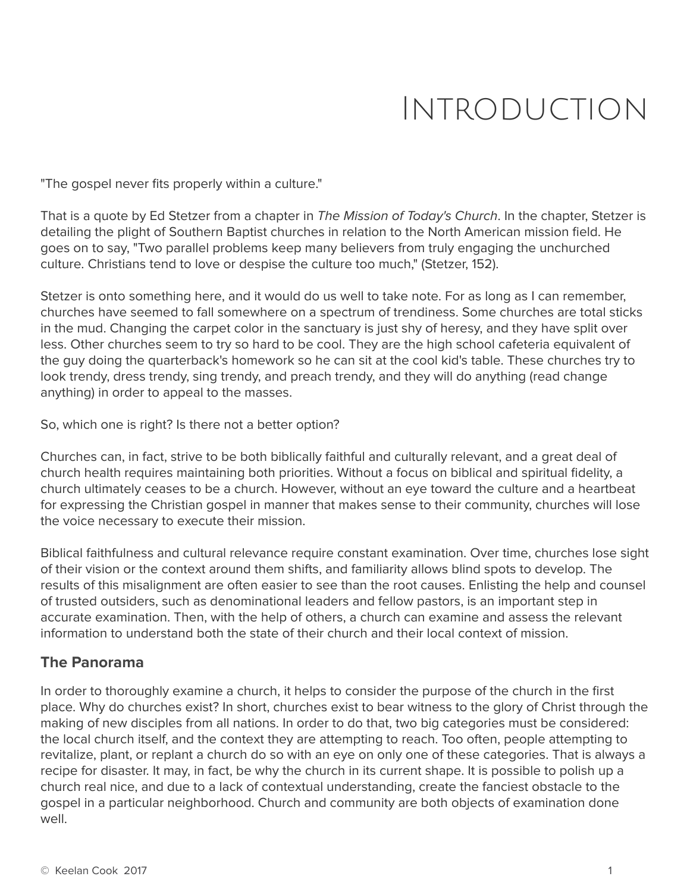# Introduction

"The gospel never fits properly within a culture."

That is a quote by Ed Stetzer from a chapter in *The Mission of Today's Church*. In the chapter, Stetzer is detailing the plight of Southern Baptist churches in relation to the North American mission field. He goes on to say, "Two parallel problems keep many believers from truly engaging the unchurched culture. Christians tend to love or despise the culture too much," (Stetzer, 152).

Stetzer is onto something here, and it would do us well to take note. For as long as I can remember, churches have seemed to fall somewhere on a spectrum of trendiness. Some churches are total sticks in the mud. Changing the carpet color in the sanctuary is just shy of heresy, and they have split over less. Other churches seem to try so hard to be cool. They are the high school cafeteria equivalent of the guy doing the quarterback's homework so he can sit at the cool kid's table. These churches try to look trendy, dress trendy, sing trendy, and preach trendy, and they will do anything (read change anything) in order to appeal to the masses.

So, which one is right? Is there not a better option?

Churches can, in fact, strive to be both biblically faithful and culturally relevant, and a great deal of church health requires maintaining both priorities. Without a focus on biblical and spiritual fidelity, a church ultimately ceases to be a church. However, without an eye toward the culture and a heartbeat for expressing the Christian gospel in manner that makes sense to their community, churches will lose the voice necessary to execute their mission.

Biblical faithfulness and cultural relevance require constant examination. Over time, churches lose sight of their vision or the context around them shifts, and familiarity allows blind spots to develop. The results of this misalignment are often easier to see than the root causes. Enlisting the help and counsel of trusted outsiders, such as denominational leaders and fellow pastors, is an important step in accurate examination. Then, with the help of others, a church can examine and assess the relevant information to understand both the state of their church and their local context of mission.

## The Panorama

In order to thoroughly examine a church, it helps to consider the purpose of the church in the first place. Why do churches exist? In short, churches exist to bear witness to the glory of Christ through the making of new disciples from all nations. In order to do that, two big categories must be considered: the local church itself, and the context they are attempting to reach. Too often, people attempting to revitalize, plant, or replant a church do so with an eye on only one of these categories. That is always a recipe for disaster. It may, in fact, be why the church in its current shape. It is possible to polish up a church real nice, and due to a lack of contextual understanding, create the fanciest obstacle to the gospel in a particular neighborhood. Church and community are both objects of examination done well.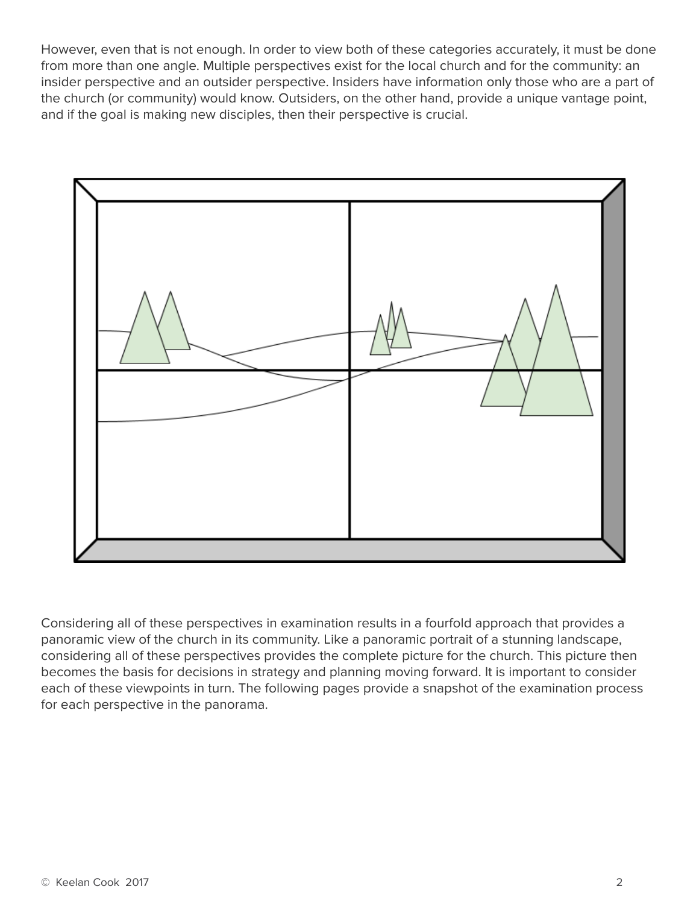However, even that is not enough. In order to view both of these categories accurately, it must be done from more than one angle. Multiple perspectives exist for the local church and for the community: an insider perspective and an outsider perspective. Insiders have information only those who are a part of the church (or community) would know. Outsiders, on the other hand, provide a unique vantage point, and if the goal is making new disciples, then their perspective is crucial.

Considering all of these perspectives in examination results in a fourfold approach that provides a panoramic view of the church in its community. Like a panoramic portrait of a stunning landscape, considering all of these perspectives provides the complete picture for the church. This picture then becomes the basis for decisions in strategy and planning moving forward. It is important to consider each of these viewpoints in turn. The following pages provide a snapshot of the examination process for each perspective in the panorama.

© Keelan Cook 2017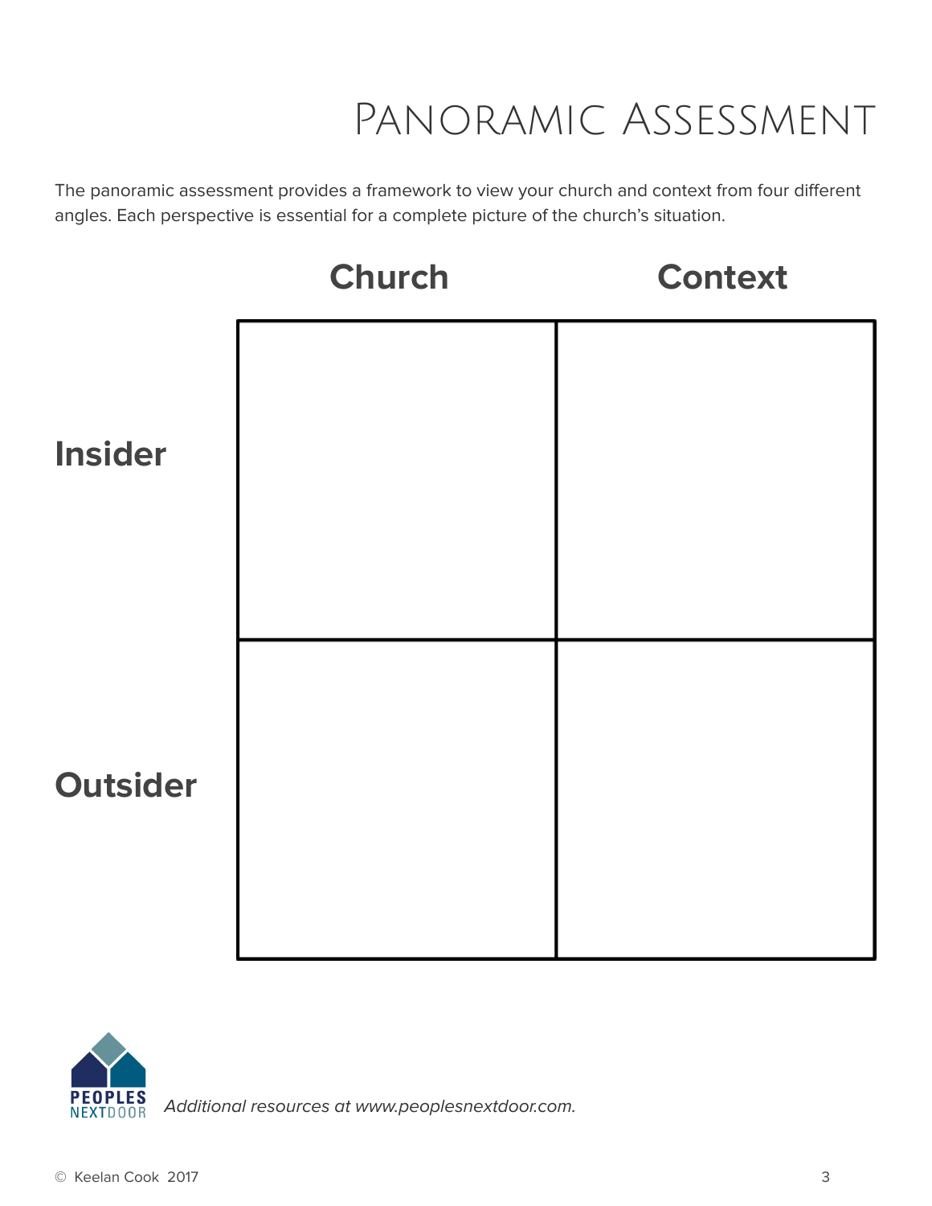# Panoramic Assessment

The panoramic assessment provides a framework to view your church and context from four different angles. Each perspective is essential for a complete picture of the church's situation.

| | Church | Context |
|---|---|---|
| **Insider** | | |
| **Outsider** | | |

*Additional resources at www.peoplesnextdoor.com.*

© Keelan Cook 2017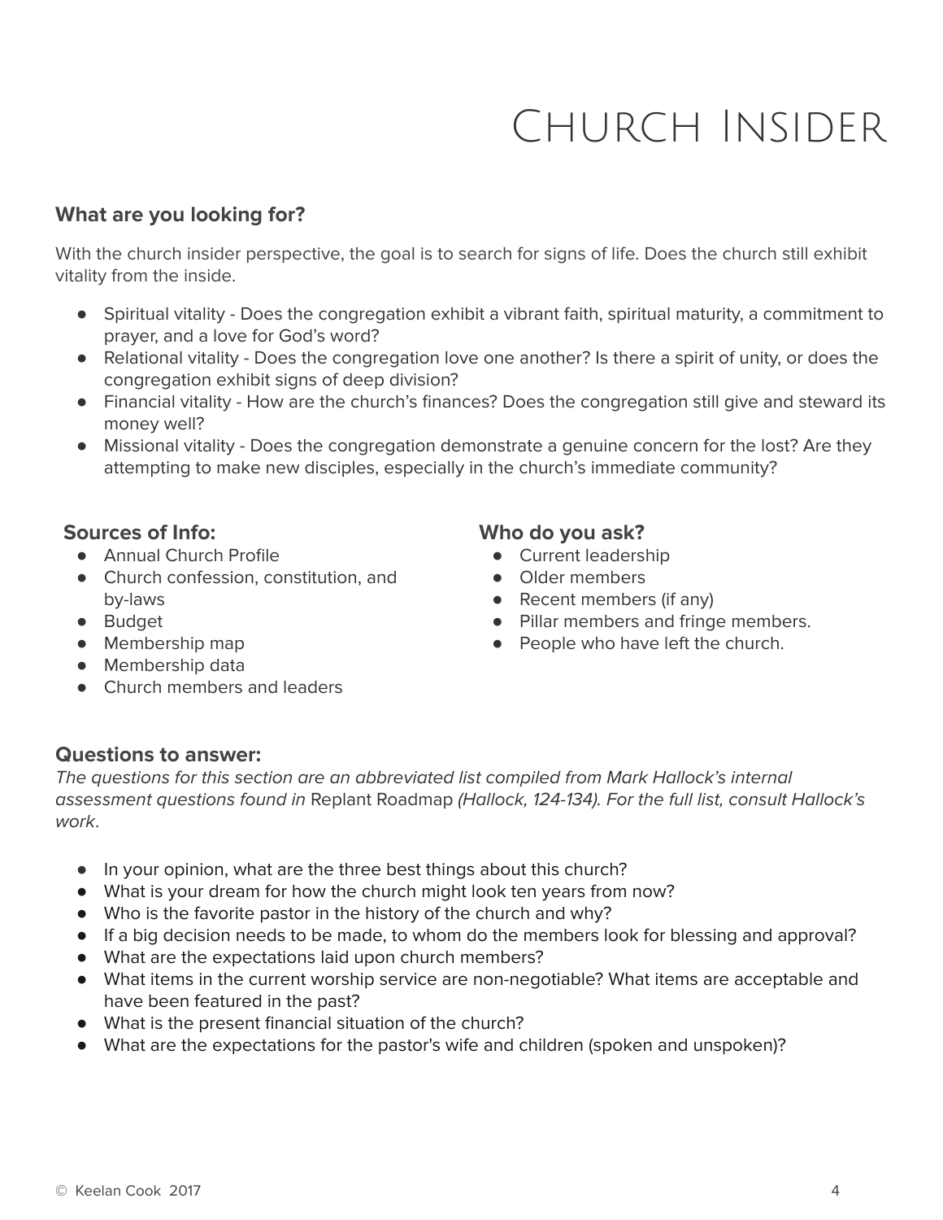# Church Insider

### What are you looking for?

With the church insider perspective, the goal is to search for signs of life. Does the church still exhibit vitality from the inside.

- Spiritual vitality - Does the congregation exhibit a vibrant faith, spiritual maturity, a commitment to prayer, and a love for God's word?
- Relational vitality - Does the congregation love one another? Is there a spirit of unity, or does the congregation exhibit signs of deep division?
- Financial vitality - How are the church's finances? Does the congregation still give and steward its money well?
- Missional vitality - Does the congregation demonstrate a genuine concern for the lost? Are they attempting to make new disciples, especially in the church's immediate community?

### Sources of Info:

- Annual Church Profile
- Church confession, constitution, and by-laws
- Budget
- Membership map
- Membership data
- Church members and leaders

### Who do you ask?

- Current leadership
- Older members
- Recent members (if any)
- Pillar members and fringe members.
- People who have left the church.

### Questions to answer:

*The questions for this section are an abbreviated list compiled from Mark Hallock's internal assessment questions found in* Replant Roadmap *(Hallock, 124-134). For the full list, consult Hallock's work*.

- In your opinion, what are the three best things about this church?
- What is your dream for how the church might look ten years from now?
- Who is the favorite pastor in the history of the church and why?
- If a big decision needs to be made, to whom do the members look for blessing and approval?
- What are the expectations laid upon church members?
- What items in the current worship service are non-negotiable? What items are acceptable and have been featured in the past?
- What is the present financial situation of the church?
- What are the expectations for the pastor's wife and children (spoken and unspoken)?

© Keelan Cook 2017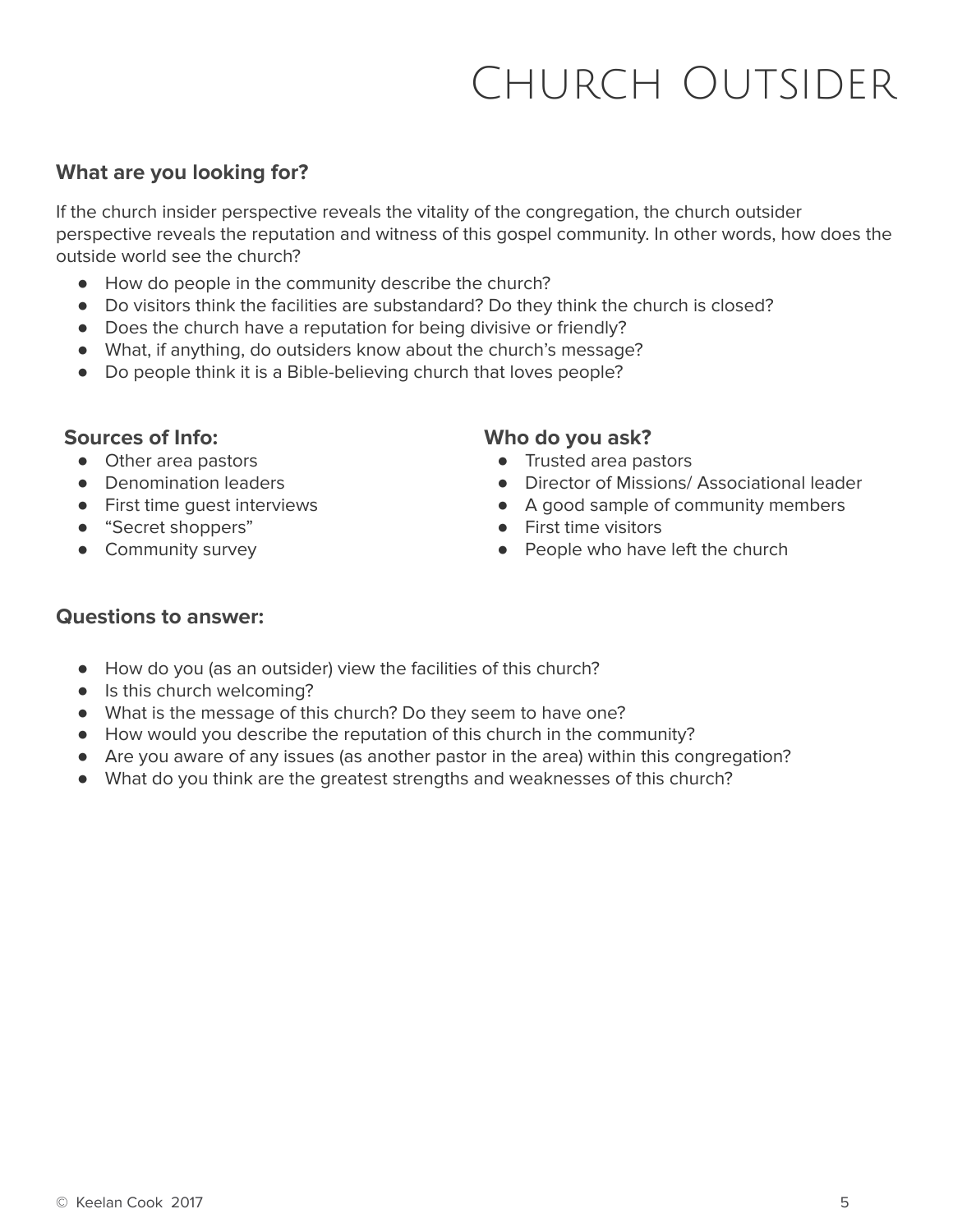# Church Outsider

### What are you looking for?

If the church insider perspective reveals the vitality of the congregation, the church outsider perspective reveals the reputation and witness of this gospel community. In other words, how does the outside world see the church?

- How do people in the community describe the church?
- Do visitors think the facilities are substandard? Do they think the church is closed?
- Does the church have a reputation for being divisive or friendly?
- What, if anything, do outsiders know about the church's message?
- Do people think it is a Bible-believing church that loves people?

### Sources of Info:

- Other area pastors
- Denomination leaders
- First time guest interviews
- "Secret shoppers"
- Community survey

### Who do you ask?

- Trusted area pastors
- Director of Missions/ Associational leader
- A good sample of community members
- First time visitors
- People who have left the church

### Questions to answer:

- How do you (as an outsider) view the facilities of this church?
- Is this church welcoming?
- What is the message of this church? Do they seem to have one?
- How would you describe the reputation of this church in the community?
- Are you aware of any issues (as another pastor in the area) within this congregation?
- What do you think are the greatest strengths and weaknesses of this church?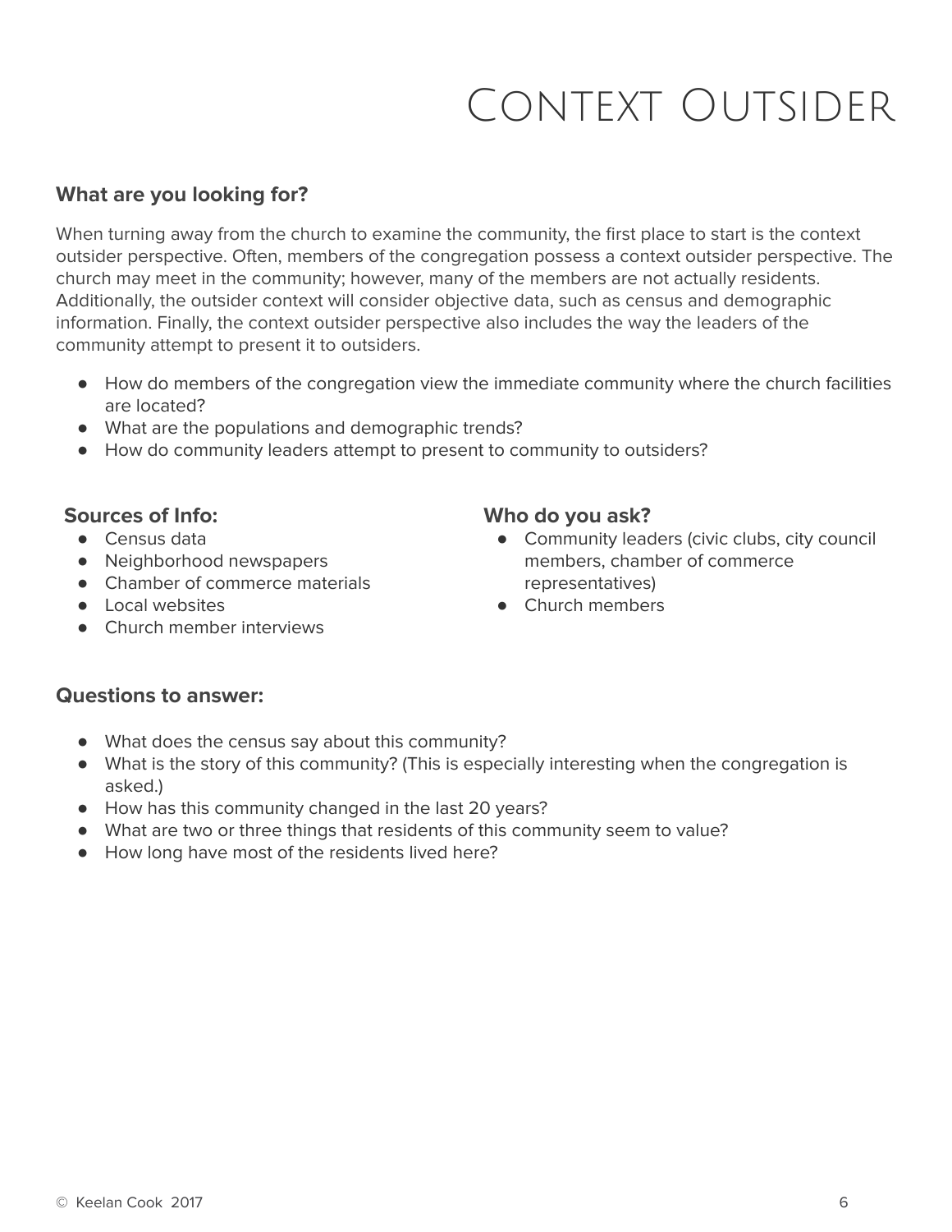# Context Outsider

### What are you looking for?

When turning away from the church to examine the community, the first place to start is the context outsider perspective. Often, members of the congregation possess a context outsider perspective. The church may meet in the community; however, many of the members are not actually residents. Additionally, the outsider context will consider objective data, such as census and demographic information. Finally, the context outsider perspective also includes the way the leaders of the community attempt to present it to outsiders.

- How do members of the congregation view the immediate community where the church facilities are located?
- What are the populations and demographic trends?
- How do community leaders attempt to present to community to outsiders?

### Sources of Info:

- Census data
- Neighborhood newspapers
- Chamber of commerce materials
- Local websites
- Church member interviews

### Who do you ask?

- Community leaders (civic clubs, city council members, chamber of commerce representatives)
- Church members

### Questions to answer:

- What does the census say about this community?
- What is the story of this community? (This is especially interesting when the congregation is asked.)
- How has this community changed in the last 20 years?
- What are two or three things that residents of this community seem to value?
- How long have most of the residents lived here?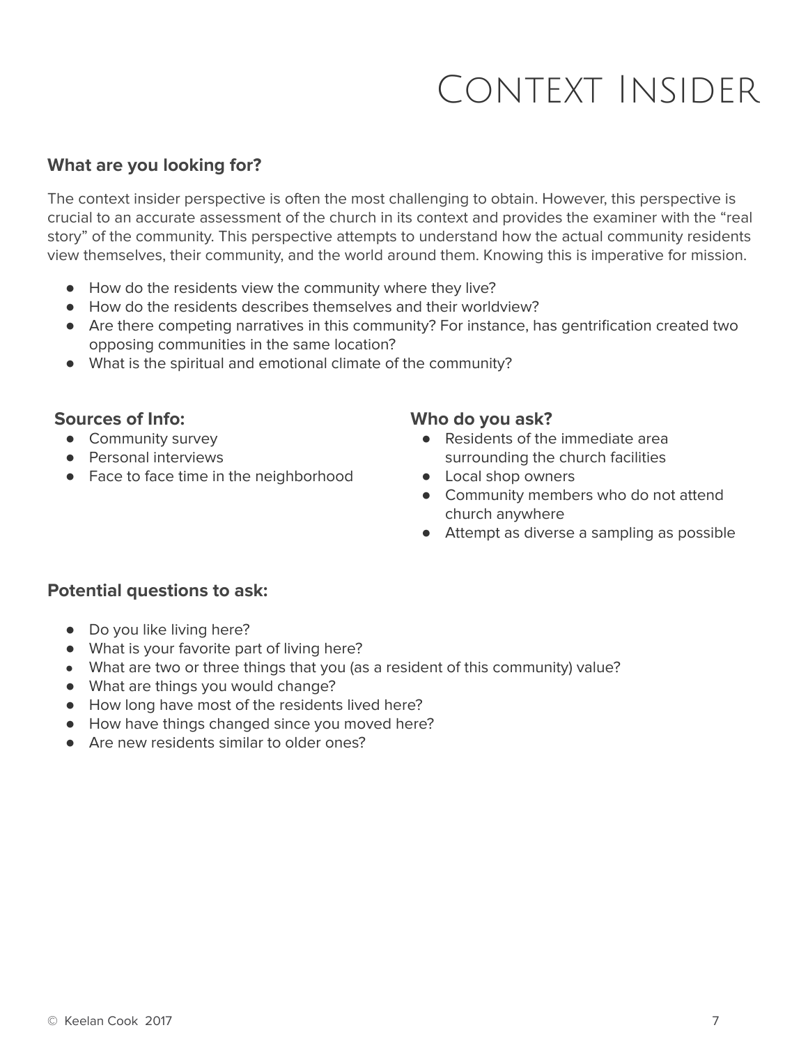# Context Insider

### What are you looking for?

The context insider perspective is often the most challenging to obtain. However, this perspective is crucial to an accurate assessment of the church in its context and provides the examiner with the "real story" of the community. This perspective attempts to understand how the actual community residents view themselves, their community, and the world around them. Knowing this is imperative for mission.

- How do the residents view the community where they live?
- How do the residents describes themselves and their worldview?
- Are there competing narratives in this community? For instance, has gentrification created two opposing communities in the same location?
- What is the spiritual and emotional climate of the community?

### Sources of Info:

- Community survey
- Personal interviews
- Face to face time in the neighborhood

### Who do you ask?

- Residents of the immediate area surrounding the church facilities
- Local shop owners
- Community members who do not attend church anywhere
- Attempt as diverse a sampling as possible

### Potential questions to ask:

- Do you like living here?
- What is your favorite part of living here?
- What are two or three things that you (as a resident of this community) value?
- What are things you would change?
- How long have most of the residents lived here?
- How have things changed since you moved here?
- Are new residents similar to older ones?

© Keelan Cook 2017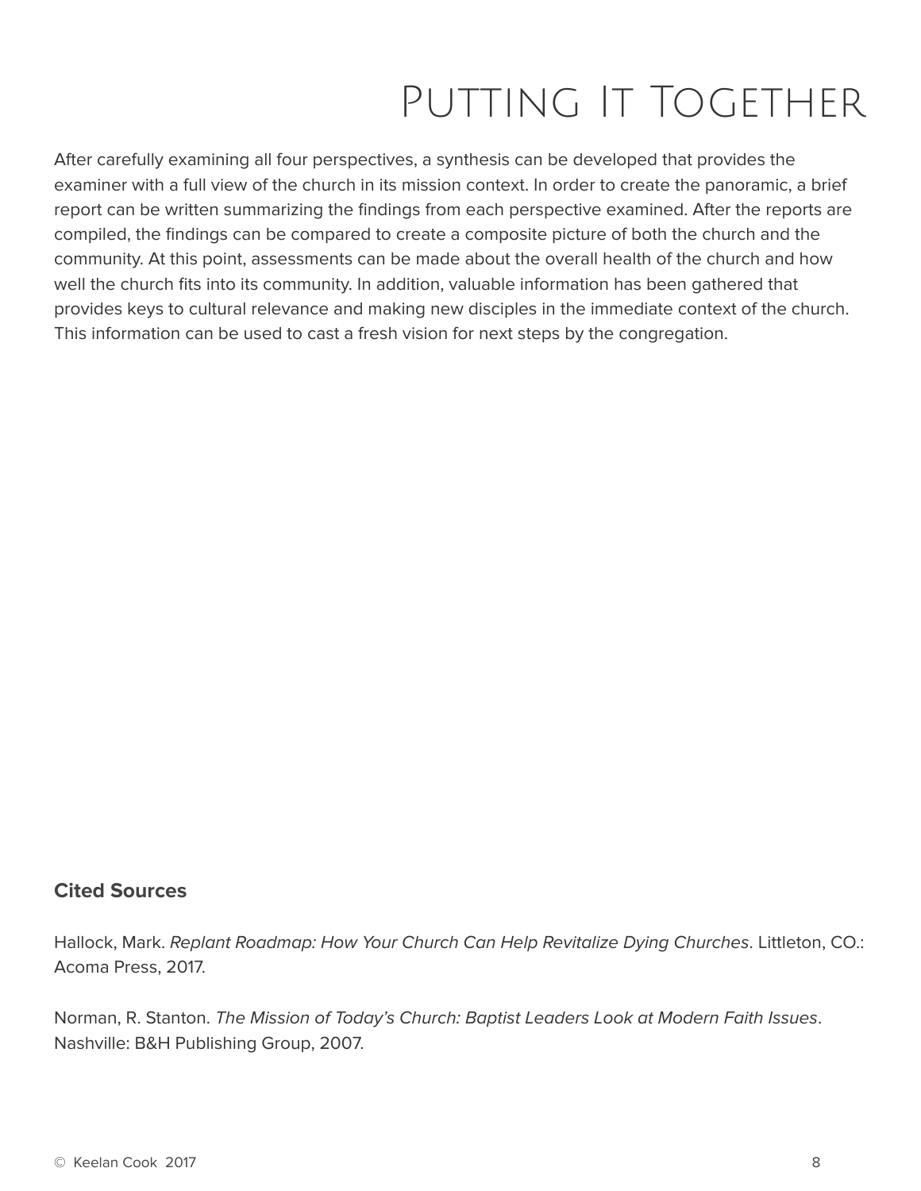# Putting It Together

After carefully examining all four perspectives, a synthesis can be developed that provides the examiner with a full view of the church in its mission context. In order to create the panoramic, a brief report can be written summarizing the findings from each perspective examined. After the reports are compiled, the findings can be compared to create a composite picture of both the church and the community. At this point, assessments can be made about the overall health of the church and how well the church fits into its community. In addition, valuable information has been gathered that provides keys to cultural relevance and making new disciples in the immediate context of the church. This information can be used to cast a fresh vision for next steps by the congregation.

**Cited Sources**

Hallock, Mark. *Replant Roadmap: How Your Church Can Help Revitalize Dying Churches*. Littleton, CO.: Acoma Press, 2017.

Norman, R. Stanton. *The Mission of Today's Church: Baptist Leaders Look at Modern Faith Issues*. Nashville: B&H Publishing Group, 2007.

© Keelan Cook 2017